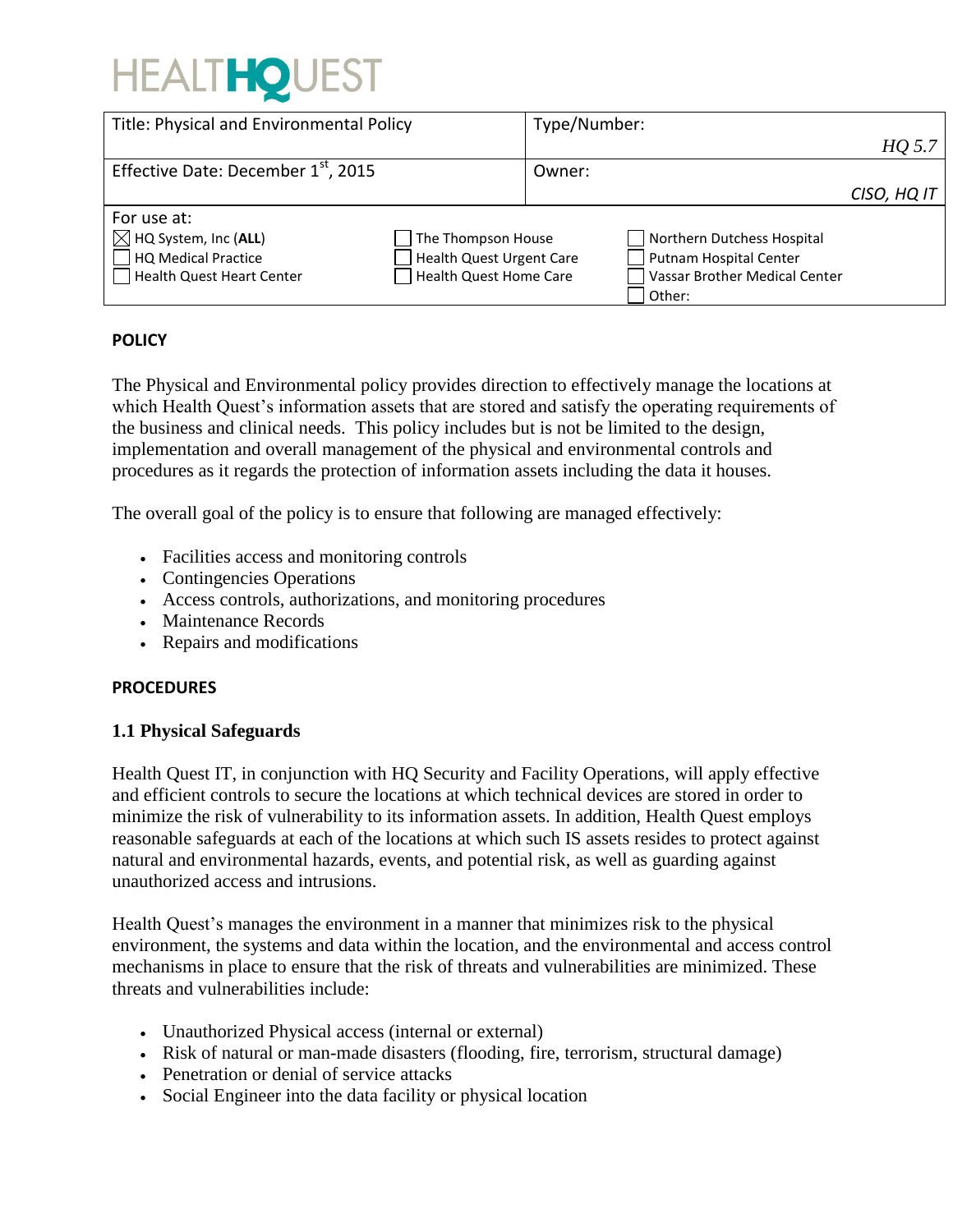# HEALTHQUEST

| Title: Physical and Environmental Policy | | Type/Number: *HQ 5.7* |
|---|---|---|
| Effective Date: December 1st, 2015 | | Owner: *CISO, HQ IT* |
| For use at: | | |
| ☒ HQ System, Inc (**ALL**) | ☐ The Thompson House | ☐ Northern Dutchess Hospital |
| ☐ HQ Medical Practice | ☐ Health Quest Urgent Care | ☐ Putnam Hospital Center |
| ☐ Health Quest Heart Center | ☐ Health Quest Home Care | ☐ Vassar Brother Medical Center |
| | | ☐ Other: |

## POLICY

The Physical and Environmental policy provides direction to effectively manage the locations at which Health Quest's information assets that are stored and satisfy the operating requirements of the business and clinical needs. This policy includes but is not be limited to the design, implementation and overall management of the physical and environmental controls and procedures as it regards the protection of information assets including the data it houses.

The overall goal of the policy is to ensure that following are managed effectively:

- Facilities access and monitoring controls
- Contingencies Operations
- Access controls, authorizations, and monitoring procedures
- Maintenance Records
- Repairs and modifications

## PROCEDURES

### 1.1 Physical Safeguards

Health Quest IT, in conjunction with HQ Security and Facility Operations, will apply effective and efficient controls to secure the locations at which technical devices are stored in order to minimize the risk of vulnerability to its information assets. In addition, Health Quest employs reasonable safeguards at each of the locations at which such IS assets resides to protect against natural and environmental hazards, events, and potential risk, as well as guarding against unauthorized access and intrusions.

Health Quest's manages the environment in a manner that minimizes risk to the physical environment, the systems and data within the location, and the environmental and access control mechanisms in place to ensure that the risk of threats and vulnerabilities are minimized. These threats and vulnerabilities include:

- Unauthorized Physical access (internal or external)
- Risk of natural or man-made disasters (flooding, fire, terrorism, structural damage)
- Penetration or denial of service attacks
- Social Engineer into the data facility or physical location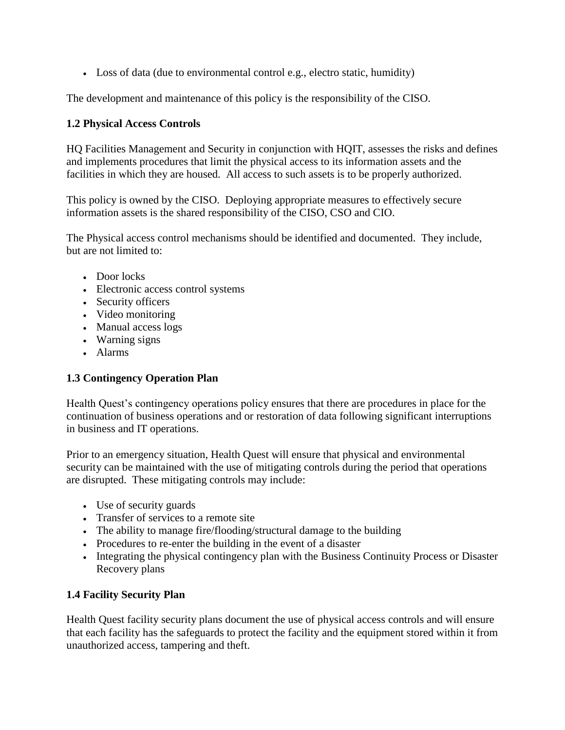- Loss of data (due to environmental control e.g., electro static, humidity)

The development and maintenance of this policy is the responsibility of the CISO.

**1.2 Physical Access Controls**

HQ Facilities Management and Security in conjunction with HQIT, assesses the risks and defines and implements procedures that limit the physical access to its information assets and the facilities in which they are housed. All access to such assets is to be properly authorized.

This policy is owned by the CISO. Deploying appropriate measures to effectively secure information assets is the shared responsibility of the CISO, CSO and CIO.

The Physical access control mechanisms should be identified and documented. They include, but are not limited to:

- Door locks
- Electronic access control systems
- Security officers
- Video monitoring
- Manual access logs
- Warning signs
- Alarms

**1.3 Contingency Operation Plan**

Health Quest's contingency operations policy ensures that there are procedures in place for the continuation of business operations and or restoration of data following significant interruptions in business and IT operations.

Prior to an emergency situation, Health Quest will ensure that physical and environmental security can be maintained with the use of mitigating controls during the period that operations are disrupted. These mitigating controls may include:

- Use of security guards
- Transfer of services to a remote site
- The ability to manage fire/flooding/structural damage to the building
- Procedures to re-enter the building in the event of a disaster
- Integrating the physical contingency plan with the Business Continuity Process or Disaster Recovery plans

**1.4 Facility Security Plan**

Health Quest facility security plans document the use of physical access controls and will ensure that each facility has the safeguards to protect the facility and the equipment stored within it from unauthorized access, tampering and theft.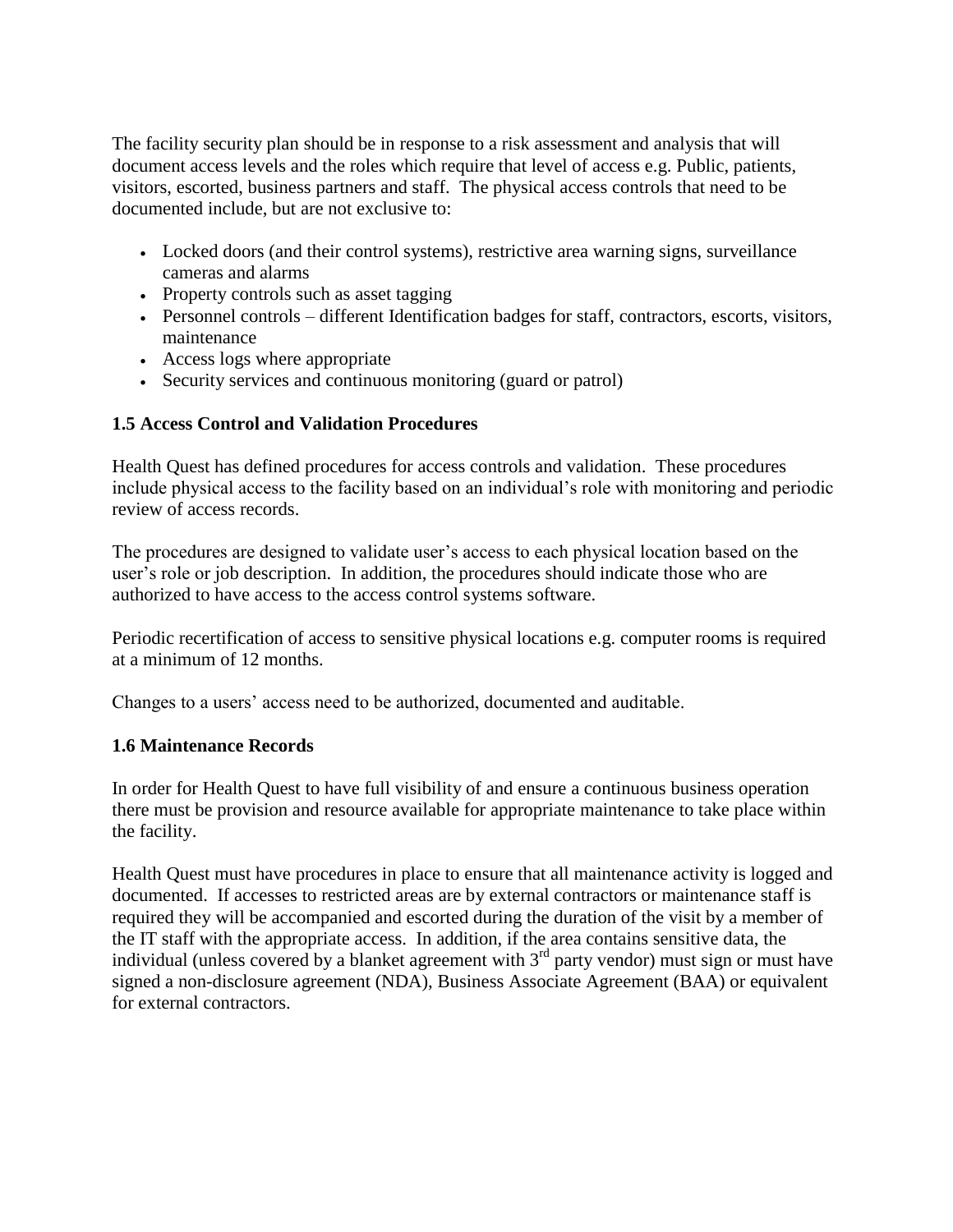The facility security plan should be in response to a risk assessment and analysis that will document access levels and the roles which require that level of access e.g. Public, patients, visitors, escorted, business partners and staff. The physical access controls that need to be documented include, but are not exclusive to:

- Locked doors (and their control systems), restrictive area warning signs, surveillance cameras and alarms
- Property controls such as asset tagging
- Personnel controls – different Identification badges for staff, contractors, escorts, visitors, maintenance
- Access logs where appropriate
- Security services and continuous monitoring (guard or patrol)

### 1.5 Access Control and Validation Procedures

Health Quest has defined procedures for access controls and validation. These procedures include physical access to the facility based on an individual's role with monitoring and periodic review of access records.

The procedures are designed to validate user's access to each physical location based on the user's role or job description. In addition, the procedures should indicate those who are authorized to have access to the access control systems software.

Periodic recertification of access to sensitive physical locations e.g. computer rooms is required at a minimum of 12 months.

Changes to a users' access need to be authorized, documented and auditable.

### 1.6 Maintenance Records

In order for Health Quest to have full visibility of and ensure a continuous business operation there must be provision and resource available for appropriate maintenance to take place within the facility.

Health Quest must have procedures in place to ensure that all maintenance activity is logged and documented. If accesses to restricted areas are by external contractors or maintenance staff is required they will be accompanied and escorted during the duration of the visit by a member of the IT staff with the appropriate access. In addition, if the area contains sensitive data, the individual (unless covered by a blanket agreement with 3rd party vendor) must sign or must have signed a non-disclosure agreement (NDA), Business Associate Agreement (BAA) or equivalent for external contractors.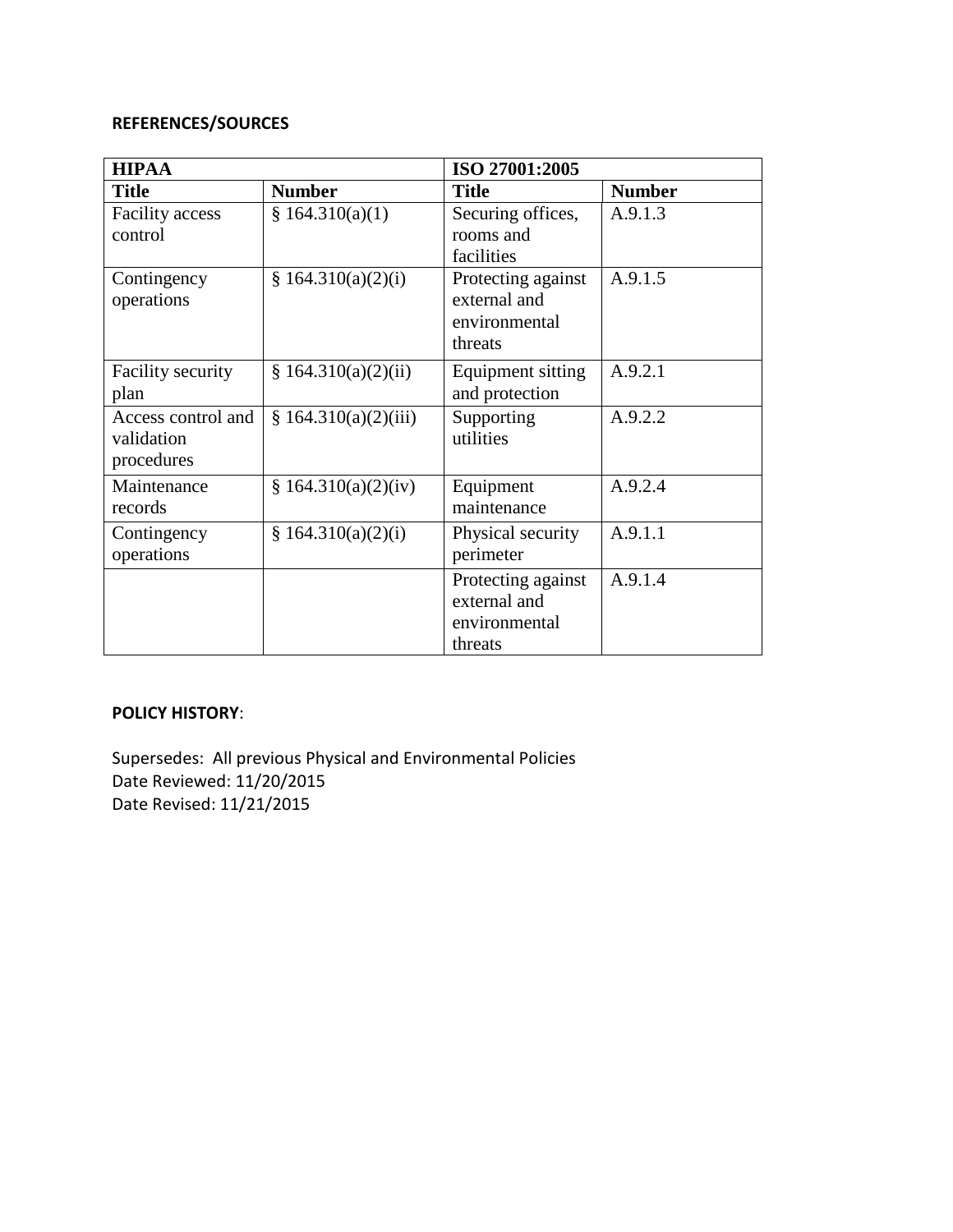**REFERENCES/SOURCES**

| HIPAA | | ISO 27001:2005 | |
|---|---|---|---|
| **Title** | **Number** | **Title** | **Number** |
| Facility access control | § 164.310(a)(1) | Securing offices, rooms and facilities | A.9.1.3 |
| Contingency operations | § 164.310(a)(2)(i) | Protecting against external and environmental threats | A.9.1.5 |
| Facility security plan | § 164.310(a)(2)(ii) | Equipment sitting and protection | A.9.2.1 |
| Access control and validation procedures | § 164.310(a)(2)(iii) | Supporting utilities | A.9.2.2 |
| Maintenance records | § 164.310(a)(2)(iv) | Equipment maintenance | A.9.2.4 |
| Contingency operations | § 164.310(a)(2)(i) | Physical security perimeter | A.9.1.1 |
| | | Protecting against external and environmental threats | A.9.1.4 |

**POLICY HISTORY**:

Supersedes: All previous Physical and Environmental Policies
Date Reviewed: 11/20/2015
Date Revised: 11/21/2015